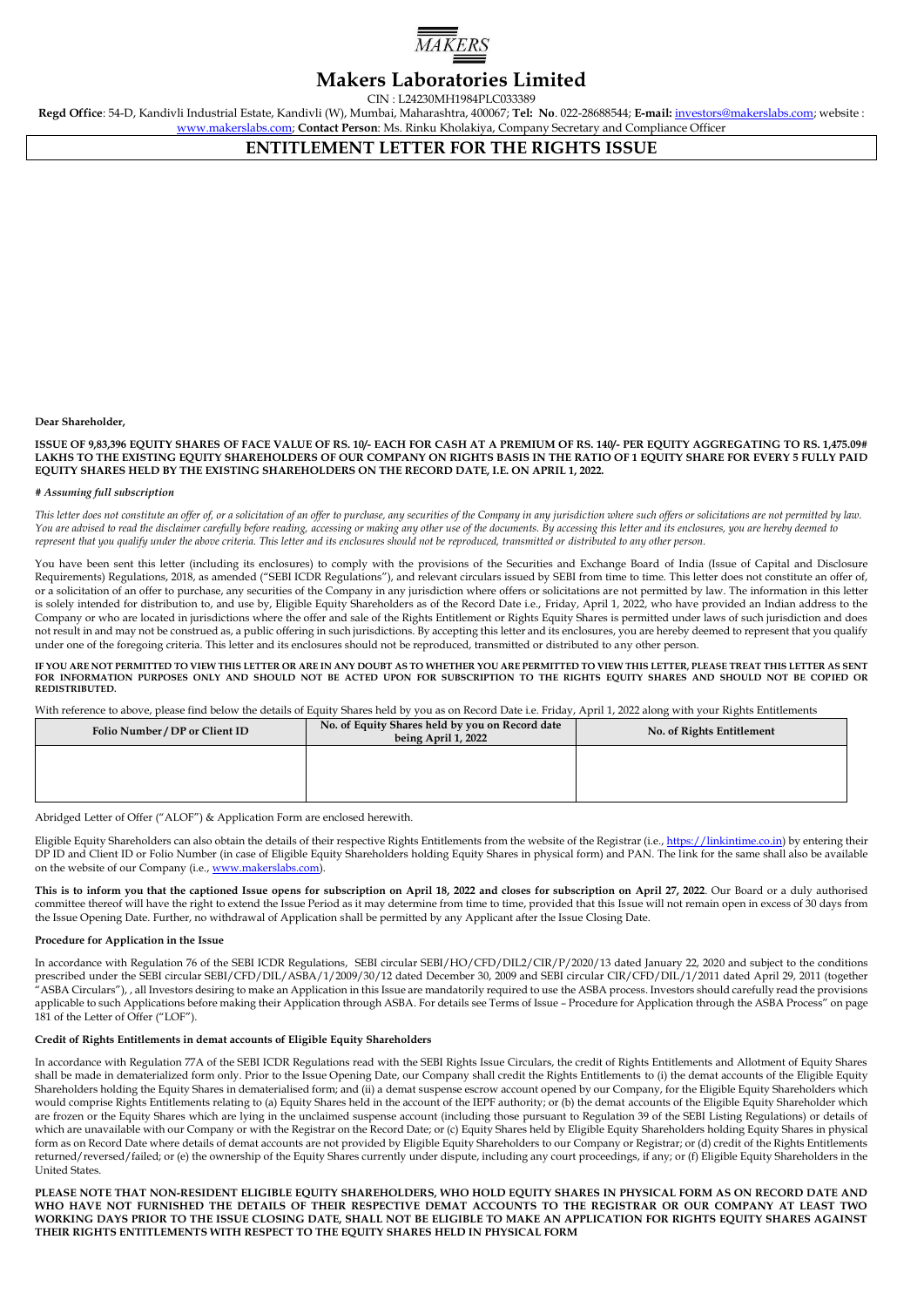MAKERS

# Makers Laboratories Limited

CIN : L24230MH1984PLC033389

**Regd Office**: 54-D, Kandivli Industrial Estate, Kandivli (W), Mumbai, Maharashtra, 400067; **Tel: No**. 022-28688544; **E-mail:** investors@makerslabs.com; website : www.makerslabs.com; **Contact Person**: Ms. Rinku Kholakiya, Company Secretary and Compliance Officer

## ENTITLEMENT LETTER FOR THE RIGHTS ISSUE

**Dear Shareholder,**

**ISSUE OF 9,83,396 EQUITY SHARES OF FACE VALUE OF RS. 10/- EACH FOR CASH AT A PREMIUM OF RS. 140/- PER EQUITY AGGREGATING TO RS. 1,475.09# LAKHS TO THE EXISTING EQUITY SHAREHOLDERS OF OUR COMPANY ON RIGHTS BASIS IN THE RATIO OF 1 EQUITY SHARE FOR EVERY 5 FULLY PAID EQUITY SHARES HELD BY THE EXISTING SHAREHOLDERS ON THE RECORD DATE, I.E. ON APRIL 1, 2022.**

***# Assuming full subscription***

*This letter does not constitute an offer of, or a solicitation of an offer to purchase, any securities of the Company in any jurisdiction where such offers or solicitations are not permitted by law. You are advised to read the disclaimer carefully before reading, accessing or making any other use of the documents. By accessing this letter and its enclosures, you are hereby deemed to represent that you qualify under the above criteria. This letter and its enclosures should not be reproduced, transmitted or distributed to any other person.*

You have been sent this letter (including its enclosures) to comply with the provisions of the Securities and Exchange Board of India (Issue of Capital and Disclosure Requirements) Regulations, 2018, as amended ("SEBI ICDR Regulations"), and relevant circulars issued by SEBI from time to time. This letter does not constitute an offer of, or a solicitation of an offer to purchase, any securities of the Company in any jurisdiction where offers or solicitations are not permitted by law. The information in this letter is solely intended for distribution to, and use by, Eligible Equity Shareholders as of the Record Date i.e., Friday, April 1, 2022, who have provided an Indian address to the Company or who are located in jurisdictions where the offer and sale of the Rights Entitlement or Rights Equity Shares is permitted under laws of such jurisdiction and does not result in and may not be construed as, a public offering in such jurisdictions. By accepting this letter and its enclosures, you are hereby deemed to represent that you qualify under one of the foregoing criteria. This letter and its enclosures should not be reproduced, transmitted or distributed to any other person.

**IF YOU ARE NOT PERMITTED TO VIEW THIS LETTER OR ARE IN ANY DOUBT AS TO WHETHER YOU ARE PERMITTED TO VIEW THIS LETTER, PLEASE TREAT THIS LETTER AS SENT FOR INFORMATION PURPOSES ONLY AND SHOULD NOT BE ACTED UPON FOR SUBSCRIPTION TO THE RIGHTS EQUITY SHARES AND SHOULD NOT BE COPIED OR REDISTRIBUTED.**

With reference to above, please find below the details of Equity Shares held by you as on Record Date i.e. Friday, April 1, 2022 along with your Rights Entitlements

| Folio Number / DP or Client ID | No. of Equity Shares held by you on Record date being April 1, 2022 | No. of Rights Entitlement |
|---|---|---|
| | | |

Abridged Letter of Offer ("ALOF") & Application Form are enclosed herewith.

Eligible Equity Shareholders can also obtain the details of their respective Rights Entitlements from the website of the Registrar (i.e., https://linkintime.co.in) by entering their DP ID and Client ID or Folio Number (in case of Eligible Equity Shareholders holding Equity Shares in physical form) and PAN. The link for the same shall also be available on the website of our Company (i.e., www.makerslabs.com).

**This is to inform you that the captioned Issue opens for subscription on April 18, 2022 and closes for subscription on April 27, 2022**. Our Board or a duly authorised committee thereof will have the right to extend the Issue Period as it may determine from time to time, provided that this Issue will not remain open in excess of 30 days from the Issue Opening Date. Further, no withdrawal of Application shall be permitted by any Applicant after the Issue Closing Date.

### Procedure for Application in the Issue

In accordance with Regulation 76 of the SEBI ICDR Regulations, SEBI circular SEBI/HO/CFD/DIL2/CIR/P/2020/13 dated January 22, 2020 and subject to the conditions prescribed under the SEBI circular SEBI/CFD/DIL/ASBA/1/2009/30/12 dated December 30, 2009 and SEBI circular CIR/CFD/DIL/1/2011 dated April 29, 2011 (together "ASBA Circulars"), , all Investors desiring to make an Application in this Issue are mandatorily required to use the ASBA process. Investors should carefully read the provisions applicable to such Applications before making their Application through ASBA. For details see Terms of Issue – Procedure for Application through the ASBA Process" on page 181 of the Letter of Offer ("LOF").

### Credit of Rights Entitlements in demat accounts of Eligible Equity Shareholders

In accordance with Regulation 77A of the SEBI ICDR Regulations read with the SEBI Rights Issue Circulars, the credit of Rights Entitlements and Allotment of Equity Shares shall be made in dematerialized form only. Prior to the Issue Opening Date, our Company shall credit the Rights Entitlements to (i) the demat accounts of the Eligible Equity Shareholders holding the Equity Shares in dematerialised form; and (ii) a demat suspense escrow account opened by our Company, for the Eligible Equity Shareholders which would comprise Rights Entitlements relating to (a) Equity Shares held in the account of the IEPF authority; or (b) the demat accounts of the Eligible Equity Shareholder which are frozen or the Equity Shares which are lying in the unclaimed suspense account (including those pursuant to Regulation 39 of the SEBI Listing Regulations) or details of which are unavailable with our Company or with the Registrar on the Record Date; or (c) Equity Shares held by Eligible Equity Shareholders holding Equity Shares in physical form as on Record Date where details of demat accounts are not provided by Eligible Equity Shareholders to our Company or Registrar; or (d) credit of the Rights Entitlements returned/reversed/failed; or (e) the ownership of the Equity Shares currently under dispute, including any court proceedings, if any; or (f) Eligible Equity Shareholders in the United States.

**PLEASE NOTE THAT NON-RESIDENT ELIGIBLE EQUITY SHAREHOLDERS, WHO HOLD EQUITY SHARES IN PHYSICAL FORM AS ON RECORD DATE AND WHO HAVE NOT FURNISHED THE DETAILS OF THEIR RESPECTIVE DEMAT ACCOUNTS TO THE REGISTRAR OR OUR COMPANY AT LEAST TWO WORKING DAYS PRIOR TO THE ISSUE CLOSING DATE, SHALL NOT BE ELIGIBLE TO MAKE AN APPLICATION FOR RIGHTS EQUITY SHARES AGAINST THEIR RIGHTS ENTITLEMENTS WITH RESPECT TO THE EQUITY SHARES HELD IN PHYSICAL FORM**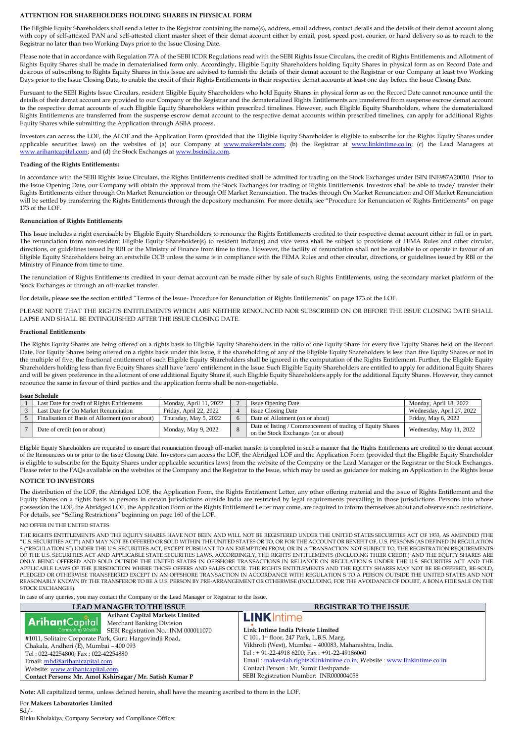**ATTENTION FOR SHAREHOLDERS HOLDING SHARES IN PHYSICAL FORM**

The Eligible Equity Shareholders shall send a letter to the Registrar containing the name(s), address, email address, contact details and the details of their demat account along with copy of self-attested PAN and self-attested client master sheet of their demat account either by email, post, speed post, courier, or hand delivery so as to reach to the Registrar no later than two Working Days prior to the Issue Closing Date.

Please note that in accordance with Regulation 77A of the SEBI ICDR Regulations read with the SEBI Rights Issue Circulars, the credit of Rights Entitlements and Allotment of Rights Equity Shares shall be made in dematerialised form only. Accordingly, Eligible Equity Shareholders holding Equity Shares in physical form as on Record Date and desirous of subscribing to Rights Equity Shares in this Issue are advised to furnish the details of their demat account to the Registrar or our Company at least two Working Days prior to the Issue Closing Date, to enable the credit of their Rights Entitlements in their respective demat accounts at least one day before the Issue Closing Date.

Pursuant to the SEBI Rights Issue Circulars, resident Eligible Equity Shareholders who hold Equity Shares in physical form as on the Record Date cannot renounce until the details of their demat account are provided to our Company or the Registrar and the dematerialized Rights Entitlements are transferred from suspense escrow demat account to the respective demat accounts of such Eligible Equity Shareholders within prescribed timelines. However, such Eligible Equity Shareholders, where the dematerialized Rights Entitlements are transferred from the suspense escrow demat account to the respective demat accounts within prescribed timelines, can apply for additional Rights Equity Shares while submitting the Application through ASBA process.

Investors can access the LOF, the ALOF and the Application Form (provided that the Eligible Equity Shareholder is eligible to subscribe for the Rights Equity Shares under applicable securities laws) on the websites of (a) our Company at www.makerslabs.com; (b) the Registrar at www.linkintime.co.in; (c) the Lead Managers at www.arihantcapital.com; and (d) the Stock Exchanges at www.bseindia.com.

**Trading of the Rights Entitlements:**

In accordance with the SEBI Rights Issue Circulars, the Rights Entitlements credited shall be admitted for trading on the Stock Exchanges under ISIN INE987A20010. Prior to the Issue Opening Date, our Company will obtain the approval from the Stock Exchanges for trading of Rights Entitlements. Investors shall be able to trade/ transfer their Rights Entitlements either through On Market Renunciation or through Off Market Renunciation. The trades through On Market Renunciation and Off Market Renunciation will be settled by transferring the Rights Entitlements through the depository mechanism. For more details, see "Procedure for Renunciation of Rights Entitlements" on page 173 of the LOF.

**Renunciation of Rights Entitlements**

This Issue includes a right exercisable by Eligible Equity Shareholders to renounce the Rights Entitlements credited to their respective demat account either in full or in part. The renunciation from non-resident Eligible Equity Shareholder(s) to resident Indian(s) and vice versa shall be subject to provisions of FEMA Rules and other circular, directions, or guidelines issued by RBI or the Ministry of Finance from time to time. However, the facility of renunciation shall not be available to or operate in favour of an Eligible Equity Shareholders being an erstwhile OCB unless the same is in compliance with the FEMA Rules and other circular, directions, or guidelines issued by RBI or the Ministry of Finance from time to time.

The renunciation of Rights Entitlements credited in your demat account can be made either by sale of such Rights Entitlements, using the secondary market platform of the Stock Exchanges or through an off-market transfer.

For details, please see the section entitled "Terms of the Issue- Procedure for Renunciation of Rights Entitlements" on page 173 of the LOF.

PLEASE NOTE THAT THE RIGHTS ENTITLEMENTS WHICH ARE NEITHER RENOUNCED NOR SUBSCRIBED ON OR BEFORE THE ISSUE CLOSING DATE SHALL LAPSE AND SHALL BE EXTINGUISHED AFTER THE ISSUE CLOSING DATE.

**Fractional Entitlements**

The Rights Equity Shares are being offered on a rights basis to Eligible Equity Shareholders in the ratio of one Equity Share for every five Equity Shares held on the Record Date. For Equity Shares being offered on a rights basis under this Issue, if the shareholding of any of the Eligible Equity Shareholders is less than five Equity Shares or not in the multiple of five, the fractional entitlement of such Eligible Equity Shareholders shall be ignored in the computation of the Rights Entitlement. Further, the Eligible Equity Shareholders holding less than five Equity Shares shall have 'zero' entitlement in the Issue. Such Eligible Equity Shareholders are entitled to apply for additional Equity Shares and will be given preference in the allotment of one additional Equity Share if, such Eligible Equity Shareholders apply for the additional Equity Shares. However, they cannot renounce the same in favour of third parties and the application forms shall be non-negotiable.

**Issue Schedule**

| | | | | | |
|---|---|---|---|---|---|
| 1 | Last Date for credit of Rights Entitlements | Monday, April 11, 2022 | 2 | Issue Opening Date | Monday, April 18, 2022 |
| 3 | Last Date for On Market Renunciation | Friday, April 22, 2022 | 4 | Issue Closing Date | Wednesday, April 27, 2022 |
| 5 | Finalisation of Basis of Allotment (on or about) | Thursday, May 5, 2022 | 6 | Date of Allotment (on or about) | Friday, May 6, 2022 |
| 7 | Date of credit (on or about) | Monday, May 9, 2022 | 8 | Date of listing / Commencement of trading of Equity Shares on the Stock Exchanges (on or about) | Wednesday, May 11, 2022 |

Eligible Equity Shareholders are requested to ensure that renunciation through off-market transfer is completed in such a manner that the Rights Entitlements are credited to the demat account of the Renouncees on or prior to the Issue Closing Date. Investors can access the LOF, the Abridged LOF and the Application Form (provided that the Eligible Equity Shareholder is eligible to subscribe for the Equity Shares under applicable securities laws) from the website of the Company or the Lead Manager or the Registrar or the Stock Exchanges. Please refer to the FAQs available on the websites of the Company and the Registrar to the Issue, which may be used as guidance for making an Application in the Rights Issue

**NOTICE TO INVESTORS**

The distribution of the LOF, the Abridged LOF, the Application Form, the Rights Entitlement Letter, any other offering material and the issue of Rights Entitlement and the Equity Shares on a rights basis to persons in certain jurisdictions outside India are restricted by legal requirements prevailing in those jurisdictions. Persons into whose possession the LOF, the Abridged LOF, the Application Form or the Rights Entitlement Letter may come, are required to inform themselves about and observe such restrictions. For details, see "Selling Restrictions" beginning on page 160 of the LOF.

NO OFFER IN THE UNITED STATES

THE RIGHTS ENTITLEMENTS AND THE EQUITY SHARES HAVE NOT BEEN AND WILL NOT BE REGISTERED UNDER THE UNITED STATES SECURITIES ACT OF 1933, AS AMENDED (THE "U.S. SECURITIES ACT") AND MAY NOT BE OFFERED OR SOLD WITHIN THE UNITED STATES OR TO, OR FOR THE ACCOUNT OR BENEFIT OF, U.S. PERSONS (AS DEFINED IN REGULATION S ("REGULATION S") UNDER THE U.S. SECURITIES ACT, EXCEPT PURSUANT TO AN EXEMPTION FROM, OR IN A TRANSACTION NOT SUBJECT TO, THE REGISTRATION REQUIREMENTS OF THE U.S. SECURITIES ACT AND APPLICABLE STATE SECURITIES LAWS. ACCORDINGLY, THE RIGHTS ENTITLEMENTS (INCLUDING THEIR CREDIT) AND THE EQUITY SHARES ARE ONLY BEING OFFERED AND SOLD OUTSIDE THE UNITED STATES IN OFFSHORE TRANSACTIONS IN RELIANCE ON REGULATION S UNDER THE U.S. SECURITIES ACT AND THE APPLICABLE LAWS OF THE JURISDICTION WHERE THOSE OFFERS AND SALES OCCUR. THE RIGHTS ENTITLEMENTS AND THE EQUITY SHARES MAY NOT BE RE-OFFERED, RE-SOLD, PLEDGED OR OTHERWISE TRANSFERRED EXCEPT IN AN OFFSHORE TRANSACTION IN ACCORDANCE WITH REGULATION S TO A PERSON OUTSIDE THE UNITED STATES AND NOT REASONABLY KNOWN BY THE TRANSFEROR TO BE A U.S. PERSON BY PRE-ARRANGEMENT OR OTHERWISE (INCLUDING, FOR THE AVOIDANCE OF DOUBT, A BONA FIDE SALE ON THE STOCK EXCHANGES).

In case of any queries, you may contact the Company or the Lead Manager or Registrar to the Issue.

| LEAD MANAGER TO THE ISSUE | REGISTRAR TO THE ISSUE |
|---|---|
| ArihantCapital Generating Wealth<br>**Arihant Capital Markets Limited**<br>Merchant Banking Division<br>SEBI Registration No.: INM 000011070<br>#1011, Solitaire Corporate Park, Guru Hargovindji Road, Chakala, Andheri (E), Mumbai – 400 093<br>Tel : 022-42254800; Fax : 022-42254880<br>Email: mbd@arihantcapital.com<br>Website: www.arihantcapital.com<br>**Contact Persons: Mr. Amol Kshirsagar / Mr. Satish Kumar P** | LINKIntime<br>**Link Intime India Private Limited**<br>C 101, 1st floor, 247 Park, L.B.S. Marg, Vikhroli (West), Mumbai – 400083, Maharashtra, India.<br>Tel : + 91-22-4918 6200; Fax : +91-22-49186060<br>Email : makerslab.rights@linkintime.co.in; Website : www.linkintime.co.in<br>Contact Person : Mr. Sumit Deshpande<br>SEBI Registration Number: INR000004058 |

**Note:** All capitalized terms, unless defined herein, shall have the meaning ascribed to them in the LOF.

For **Makers Laboratories Limited**

Sd/-

Rinku Kholakiya, Company Secretary and Compliance Officer